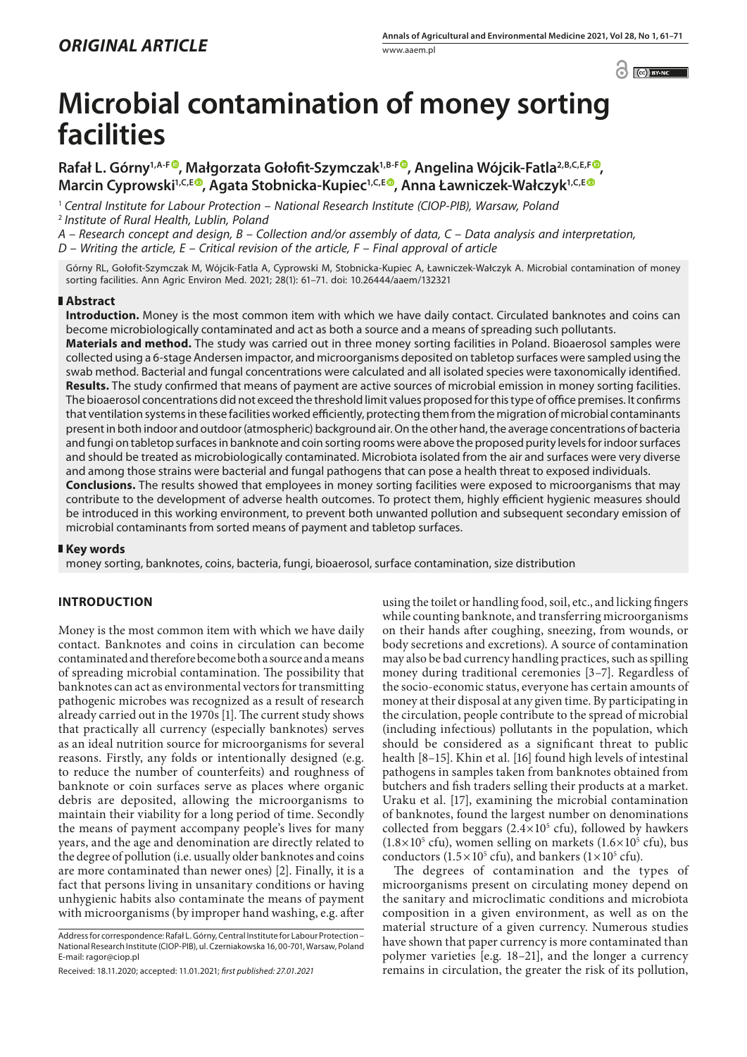*ORIGINAL ARTICLE*

# Microbial contamination of money sorting facilities

**Rafał L. Górny[1,A-F], Małgorzata Gołofit-Szymczak[1,B-F], Angelina Wójcik-Fatla[2,B,C,E,F], Marcin Cyprowski[1,C,E], Agata Stobnicka-Kupiec[1,C,E], Anna Ławniczek-Wałczyk[1,C,E]**

[1] *Central Institute for Labour Protection – National Research Institute (CIOP-PIB), Warsaw, Poland*
[2] *Institute of Rural Health, Lublin, Poland*

*A – Research concept and design, B – Collection and/or assembly of data, C – Data analysis and interpretation, D – Writing the article, E – Critical revision of the article, F – Final approval of article*

Górny RL, Gołofit-Szymczak M, Wójcik-Fatla A, Cyprowski M, Stobnicka-Kupiec A, Ławniczek-Wałczyk A. Microbial contamination of money sorting facilities. Ann Agric Environ Med. 2021; 28(1): 61–71. doi: 10.26444/aaem/132321

## Abstract

**Introduction.** Money is the most common item with which we have daily contact. Circulated banknotes and coins can become microbiologically contaminated and act as both a source and a means of spreading such pollutants.

**Materials and method.** The study was carried out in three money sorting facilities in Poland. Bioaerosol samples were collected using a 6-stage Andersen impactor, and microorganisms deposited on tabletop surfaces were sampled using the swab method. Bacterial and fungal concentrations were calculated and all isolated species were taxonomically identified.

**Results.** The study confirmed that means of payment are active sources of microbial emission in money sorting facilities. The bioaerosol concentrations did not exceed the threshold limit values proposed for this type of office premises. It confirms that ventilation systems in these facilities worked efficiently, protecting them from the migration of microbial contaminants present in both indoor and outdoor (atmospheric) background air. On the other hand, the average concentrations of bacteria and fungi on tabletop surfaces in banknote and coin sorting rooms were above the proposed purity levels for indoor surfaces and should be treated as microbiologically contaminated. Microbiota isolated from the air and surfaces were very diverse and among those strains were bacterial and fungal pathogens that can pose a health threat to exposed individuals.

**Conclusions.** The results showed that employees in money sorting facilities were exposed to microorganisms that may contribute to the development of adverse health outcomes. To protect them, highly efficient hygienic measures should be introduced in this working environment, to prevent both unwanted pollution and subsequent secondary emission of microbial contaminants from sorted means of payment and tabletop surfaces.

## Key words

money sorting, banknotes, coins, bacteria, fungi, bioaerosol, surface contamination, size distribution

## INTRODUCTION

Money is the most common item with which we have daily contact. Banknotes and coins in circulation can become contaminated and therefore become both a source and a means of spreading microbial contamination. The possibility that banknotes can act as environmental vectors for transmitting pathogenic microbes was recognized as a result of research already carried out in the 1970s [1]. The current study shows that practically all currency (especially banknotes) serves as an ideal nutrition source for microorganisms for several reasons. Firstly, any folds or intentionally designed (e.g. to reduce the number of counterfeits) and roughness of banknote or coin surfaces serve as places where organic debris are deposited, allowing the microorganisms to maintain their viability for a long period of time. Secondly the means of payment accompany people's lives for many years, and the age and denomination are directly related to the degree of pollution (i.e. usually older banknotes and coins are more contaminated than newer ones) [2]. Finally, it is a fact that persons living in unsanitary conditions or having unhygienic habits also contaminate the means of payment with microorganisms (by improper hand washing, e.g. after using the toilet or handling food, soil, etc., and licking fingers while counting banknote, and transferring microorganisms on their hands after coughing, sneezing, from wounds, or body secretions and excretions). A source of contamination may also be bad currency handling practices, such as spilling money during traditional ceremonies [3–7]. Regardless of the socio-economic status, everyone has certain amounts of money at their disposal at any given time. By participating in the circulation, people contribute to the spread of microbial (including infectious) pollutants in the population, which should be considered as a significant threat to public health [8–15]. Khin et al. [16] found high levels of intestinal pathogens in samples taken from banknotes obtained from butchers and fish traders selling their products at a market. Uraku et al. [17], examining the microbial contamination of banknotes, found the largest number on denominations collected from beggars ($2.4\times10^5$ cfu), followed by hawkers ($1.8\times10^5$ cfu), women selling on markets ($1.6\times10^5$ cfu), bus conductors ($1.5\times10^5$ cfu), and bankers ($1\times10^5$ cfu).

The degrees of contamination and the types of microorganisms present on circulating money depend on the sanitary and microclimatic conditions and microbiota composition in a given environment, as well as on the material structure of a given currency. Numerous studies have shown that paper currency is more contaminated than polymer varieties [e.g. 18–21], and the longer a currency remains in circulation, the greater the risk of its pollution,

Address for correspondence: Rafał L. Górny, Central Institute for Labour Protection – National Research Institute (CIOP-PIB), ul. Czerniakowska 16, 00-701, Warsaw, Poland
E-mail: ragor@ciop.pl

Received: 18.11.2020; accepted: 11.01.2021; *first published: 27.01.2021*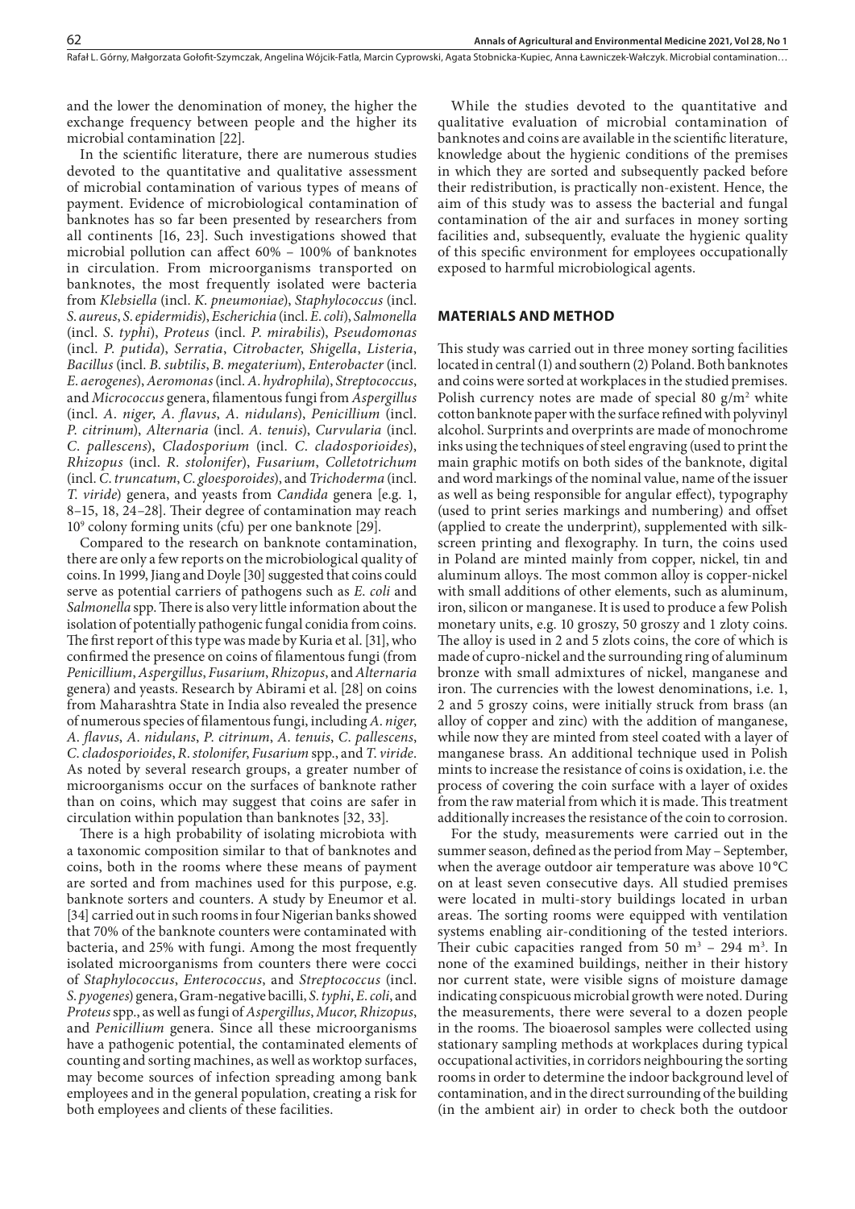and the lower the denomination of money, the higher the exchange frequency between people and the higher its microbial contamination [22].

In the scientific literature, there are numerous studies devoted to the quantitative and qualitative assessment of microbial contamination of various types of means of payment. Evidence of microbiological contamination of banknotes has so far been presented by researchers from all continents [16, 23]. Such investigations showed that microbial pollution can affect 60% – 100% of banknotes in circulation. From microorganisms transported on banknotes, the most frequently isolated were bacteria from *Klebsiella* (incl. *K. pneumoniae*), *Staphylococcus* (incl. *S. aureus*, *S. epidermidis*), *Escherichia* (incl. *E. coli*), *Salmonella* (incl. *S. typhi*), *Proteus* (incl. *P. mirabilis*), *Pseudomonas* (incl. *P. putida*), *Serratia*, *Citrobacter*, *Shigella*, *Listeria*, *Bacillus* (incl. *B. subtilis*, *B. megaterium*), *Enterobacter* (incl. *E. aerogenes*), *Aeromonas* (incl. *A. hydrophila*), *Streptococcus*, and *Micrococcus* genera, filamentous fungi from *Aspergillus* (incl. *A. niger*, *A. flavus*, *A. nidulans*), *Penicillium* (incl. *P. citrinum*), *Alternaria* (incl. *A. tenuis*), *Curvularia* (incl. *C. pallescens*), *Cladosporium* (incl. *C. cladosporioides*), *Rhizopus* (incl. *R. stolonifer*), *Fusarium*, *Colletotrichum* (incl. *C. truncatum*, *C. gloesporoides*), and *Trichoderma* (incl. *T. viride*) genera, and yeasts from *Candida* genera [e.g. 1, 8–15, 18, 24–28]. Their degree of contamination may reach $10^9$ colony forming units (cfu) per one banknote [29].

Compared to the research on banknote contamination, there are only a few reports on the microbiological quality of coins. In 1999, Jiang and Doyle [30] suggested that coins could serve as potential carriers of pathogens such as *E. coli* and *Salmonella* spp. There is also very little information about the isolation of potentially pathogenic fungal conidia from coins. The first report of this type was made by Kuria et al. [31], who confirmed the presence on coins of filamentous fungi (from *Penicillium*, *Aspergillus*, *Fusarium*, *Rhizopus*, and *Alternaria* genera) and yeasts. Research by Abirami et al. [28] on coins from Maharashtra State in India also revealed the presence of numerous species of filamentous fungi, including *A. niger*, *A. flavus*, *A. nidulans*, *P. citrinum*, *A. tenuis*, *C. pallescens*, *C. cladosporioides*, *R. stolonifer*, *Fusarium* spp., and *T. viride*. As noted by several research groups, a greater number of microorganisms occur on the surfaces of banknote rather than on coins, which may suggest that coins are safer in circulation within population than banknotes [32, 33].

There is a high probability of isolating microbiota with a taxonomic composition similar to that of banknotes and coins, both in the rooms where these means of payment are sorted and from machines used for this purpose, e.g. banknote sorters and counters. A study by Eneumor et al. [34] carried out in such rooms in four Nigerian banks showed that 70% of the banknote counters were contaminated with bacteria, and 25% with fungi. Among the most frequently isolated microorganisms from counters there were cocci of *Staphylococcus*, *Enterococcus*, and *Streptococcus* (incl. *S. pyogenes*) genera, Gram-negative bacilli, *S. typhi*, *E. coli*, and *Proteus* spp., as well as fungi of *Aspergillus*, *Mucor*, *Rhizopus*, and *Penicillium* genera. Since all these microorganisms have a pathogenic potential, the contaminated elements of counting and sorting machines, as well as worktop surfaces, may become sources of infection spreading among bank employees and in the general population, creating a risk for both employees and clients of these facilities.

While the studies devoted to the quantitative and qualitative evaluation of microbial contamination of banknotes and coins are available in the scientific literature, knowledge about the hygienic conditions of the premises in which they are sorted and subsequently packed before their redistribution, is practically non-existent. Hence, the aim of this study was to assess the bacterial and fungal contamination of the air and surfaces in money sorting facilities and, subsequently, evaluate the hygienic quality of this specific environment for employees occupationally exposed to harmful microbiological agents.

## MATERIALS AND METHOD

This study was carried out in three money sorting facilities located in central (1) and southern (2) Poland. Both banknotes and coins were sorted at workplaces in the studied premises. Polish currency notes are made of special 80 $g/m^2$ white cotton banknote paper with the surface refined with polyvinyl alcohol. Surprints and overprints are made of monochrome inks using the techniques of steel engraving (used to print the main graphic motifs on both sides of the banknote, digital and word markings of the nominal value, name of the issuer as well as being responsible for angular effect), typography (used to print series markings and numbering) and offset (applied to create the underprint), supplemented with silk-screen printing and flexography. In turn, the coins used in Poland are minted mainly from copper, nickel, tin and aluminum alloys. The most common alloy is copper-nickel with small additions of other elements, such as aluminum, iron, silicon or manganese. It is used to produce a few Polish monetary units, e.g. 10 groszy, 50 groszy and 1 zloty coins. The alloy is used in 2 and 5 zlots coins, the core of which is made of cupro-nickel and the surrounding ring of aluminum bronze with small admixtures of nickel, manganese and iron. The currencies with the lowest denominations, i.e. 1, 2 and 5 groszy coins, were initially struck from brass (an alloy of copper and zinc) with the addition of manganese, while now they are minted from steel coated with a layer of manganese brass. An additional technique used in Polish mints to increase the resistance of coins is oxidation, i.e. the process of covering the coin surface with a layer of oxides from the raw material from which it is made. This treatment additionally increases the resistance of the coin to corrosion.

For the study, measurements were carried out in the summer season, defined as the period from May – September, when the average outdoor air temperature was above 10 °C on at least seven consecutive days. All studied premises were located in multi-story buildings located in urban areas. The sorting rooms were equipped with ventilation systems enabling air-conditioning of the tested interiors. Their cubic capacities ranged from 50 $m^3$ – 294 $m^3$. In none of the examined buildings, neither in their history nor current state, were visible signs of moisture damage indicating conspicuous microbial growth were noted. During the measurements, there were several to a dozen people in the rooms. The bioaerosol samples were collected using stationary sampling methods at workplaces during typical occupational activities, in corridors neighbouring the sorting rooms in order to determine the indoor background level of contamination, and in the direct surrounding of the building (in the ambient air) in order to check both the outdoor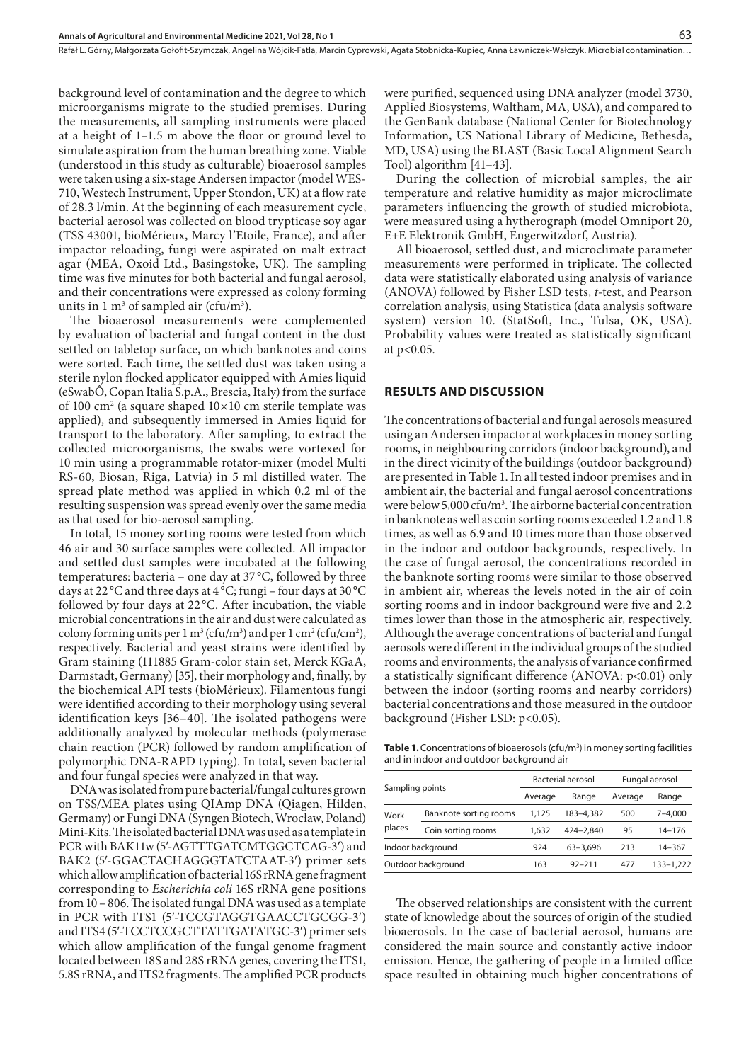background level of contamination and the degree to which microorganisms migrate to the studied premises. During the measurements, all sampling instruments were placed at a height of 1–1.5 m above the floor or ground level to simulate aspiration from the human breathing zone. Viable (understood in this study as culturable) bioaerosol samples were taken using a six-stage Andersen impactor (model WES-710, Westech Instrument, Upper Stondon, UK) at a flow rate of 28.3 l/min. At the beginning of each measurement cycle, bacterial aerosol was collected on blood trypticase soy agar (TSS 43001, bioMérieux, Marcy l'Etoile, France), and after impactor reloading, fungi were aspirated on malt extract agar (MEA, Oxoid Ltd., Basingstoke, UK). The sampling time was five minutes for both bacterial and fungal aerosol, and their concentrations were expressed as colony forming units in 1 $m^3$ of sampled air (cfu/$m^3$).

The bioaerosol measurements were complemented by evaluation of bacterial and fungal content in the dust settled on tabletop surface, on which banknotes and coins were sorted. Each time, the settled dust was taken using a sterile nylon flocked applicator equipped with Amies liquid (eSwabÓ, Copan Italia S.p.A., Brescia, Italy) from the surface of 100 $cm^2$ (a square shaped 10×10 cm sterile template was applied), and subsequently immersed in Amies liquid for transport to the laboratory. After sampling, to extract the collected microorganisms, the swabs were vortexed for 10 min using a programmable rotator-mixer (model Multi RS-60, Biosan, Riga, Latvia) in 5 ml distilled water. The spread plate method was applied in which 0.2 ml of the resulting suspension was spread evenly over the same media as that used for bio-aerosol sampling.

In total, 15 money sorting rooms were tested from which 46 air and 30 surface samples were collected. All impactor and settled dust samples were incubated at the following temperatures: bacteria – one day at 37 °C, followed by three days at 22 °C and three days at 4 °C; fungi – four days at 30 °C followed by four days at 22 °C. After incubation, the viable microbial concentrations in the air and dust were calculated as colony forming units per 1 $m^3$ (cfu/$m^3$) and per 1 $cm^2$ (cfu/$cm^2$), respectively. Bacterial and yeast strains were identified by Gram staining (111885 Gram-color stain set, Merck KGaA, Darmstadt, Germany) [35], their morphology and, finally, by the biochemical API tests (bioMérieux). Filamentous fungi were identified according to their morphology using several identification keys [36–40]. The isolated pathogens were additionally analyzed by molecular methods (polymerase chain reaction (PCR) followed by random amplification of polymorphic DNA-RAPD typing). In total, seven bacterial and four fungal species were analyzed in that way.

DNA was isolated from pure bacterial/fungal cultures grown on TSS/MEA plates using QIAmp DNA (Qiagen, Hilden, Germany) or Fungi DNA (Syngen Biotech, Wrocław, Poland) Mini-Kits. The isolated bacterial DNA was used as a template in PCR with BAK11w (5′-AGTTTGATCMTGGCTCAG-3′) and BAK2 (5′-GGACTACHAGGGTATCTAAT-3′) primer sets which allow amplification of bacterial 16S rRNA gene fragment corresponding to *Escherichia coli* 16S rRNA gene positions from 10 – 806. The isolated fungal DNA was used as a template in PCR with ITS1 (5′-TCCGTAGGTGAACCTGCGG-3′) and ITS4 (5′-TCCTCCGCTTATTGATATGC-3′) primer sets which allow amplification of the fungal genome fragment located between 18S and 28S rRNA genes, covering the ITS1, 5.8S rRNA, and ITS2 fragments. The amplified PCR products were purified, sequenced using DNA analyzer (model 3730, Applied Biosystems, Waltham, MA, USA), and compared to the GenBank database (National Center for Biotechnology Information, US National Library of Medicine, Bethesda, MD, USA) using the BLAST (Basic Local Alignment Search Tool) algorithm [41–43].

During the collection of microbial samples, the air temperature and relative humidity as major microclimate parameters influencing the growth of studied microbiota, were measured using a hytherograph (model Omniport 20, E+E Elektronik GmbH, Engerwitzdorf, Austria).

All bioaerosol, settled dust, and microclimate parameter measurements were performed in triplicate. The collected data were statistically elaborated using analysis of variance (ANOVA) followed by Fisher LSD tests, *t*-test, and Pearson correlation analysis, using Statistica (data analysis software system) version 10. (StatSoft, Inc., Tulsa, OK, USA). Probability values were treated as statistically significant at $p<0.05$.

## RESULTS AND DISCUSSION

The concentrations of bacterial and fungal aerosols measured using an Andersen impactor at workplaces in money sorting rooms, in neighbouring corridors (indoor background), and in the direct vicinity of the buildings (outdoor background) are presented in Table 1. In all tested indoor premises and in ambient air, the bacterial and fungal aerosol concentrations were below 5,000 cfu/$m^3$. The airborne bacterial concentration in banknote as well as coin sorting rooms exceeded 1.2 and 1.8 times, as well as 6.9 and 10 times more than those observed in the indoor and outdoor backgrounds, respectively. In the case of fungal aerosol, the concentrations recorded in the banknote sorting rooms were similar to those observed in ambient air, whereas the levels noted in the air of coin sorting rooms and in indoor background were five and 2.2 times lower than those in the atmospheric air, respectively. Although the average concentrations of bacterial and fungal aerosols were different in the individual groups of the studied rooms and environments, the analysis of variance confirmed a statistically significant difference (ANOVA: $p<0.01$) only between the indoor (sorting rooms and nearby corridors) bacterial concentrations and those measured in the outdoor background (Fisher LSD: $p<0.05$).

**Table 1.** Concentrations of bioaerosols (cfu/$m^3$) in money sorting facilities and in indoor and outdoor background air

| Sampling points | | Bacterial aerosol | | Fungal aerosol | |
|---|---|---|---|---|---|
| | | Average | Range | Average | Range |
| Work-places | Banknote sorting rooms | 1,125 | 183–4,382 | 500 | 7–4,000 |
| | Coin sorting rooms | 1,632 | 424–2,840 | 95 | 14–176 |
| Indoor background | | 924 | 63–3,696 | 213 | 14–367 |
| Outdoor background | | 163 | 92–211 | 477 | 133–1,222 |

The observed relationships are consistent with the current state of knowledge about the sources of origin of the studied bioaerosols. In the case of bacterial aerosol, humans are considered the main source and constantly active indoor emission. Hence, the gathering of people in a limited office space resulted in obtaining much higher concentrations of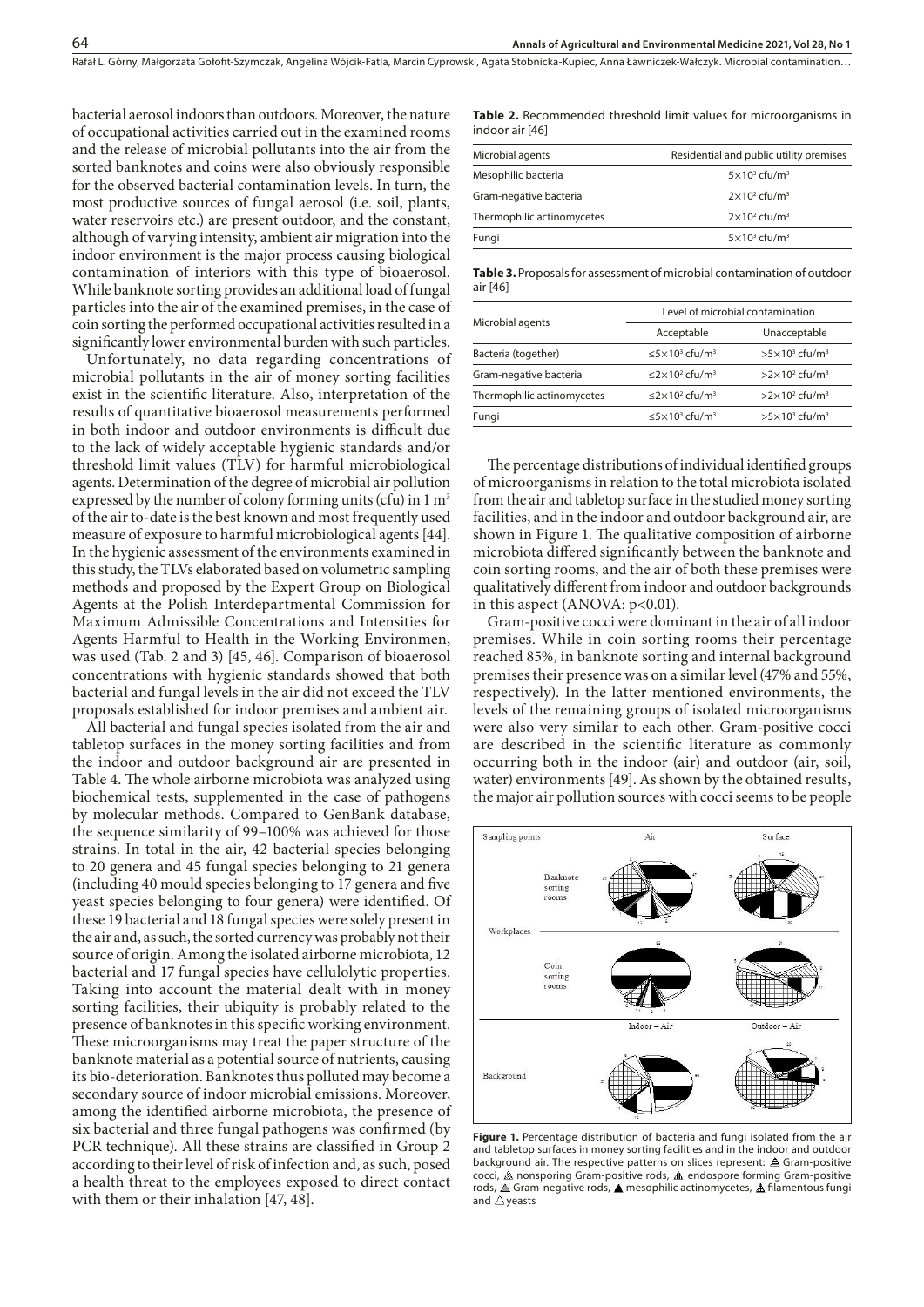bacterial aerosol indoors than outdoors. Moreover, the nature of occupational activities carried out in the examined rooms and the release of microbial pollutants into the air from the sorted banknotes and coins were also obviously responsible for the observed bacterial contamination levels. In turn, the most productive sources of fungal aerosol (i.e. soil, plants, water reservoirs etc.) are present outdoor, and the constant, although of varying intensity, ambient air migration into the indoor environment is the major process causing biological contamination of interiors with this type of bioaerosol. While banknote sorting provides an additional load of fungal particles into the air of the examined premises, in the case of coin sorting the performed occupational activities resulted in a significantly lower environmental burden with such particles.

Unfortunately, no data regarding concentrations of microbial pollutants in the air of money sorting facilities exist in the scientific literature. Also, interpretation of the results of quantitative bioaerosol measurements performed in both indoor and outdoor environments is difficult due to the lack of widely acceptable hygienic standards and/or threshold limit values (TLV) for harmful microbiological agents. Determination of the degree of microbial air pollution expressed by the number of colony forming units (cfu) in 1 $m^3$ of the air to-date is the best known and most frequently used measure of exposure to harmful microbiological agents [44]. In the hygienic assessment of the environments examined in this study, the TLVs elaborated based on volumetric sampling methods and proposed by the Expert Group on Biological Agents at the Polish Interdepartmental Commission for Maximum Admissible Concentrations and Intensities for Agents Harmful to Health in the Working Environmen, was used (Tab. 2 and 3) [45, 46]. Comparison of bioaerosol concentrations with hygienic standards showed that both bacterial and fungal levels in the air did not exceed the TLV proposals established for indoor premises and ambient air.

All bacterial and fungal species isolated from the air and tabletop surfaces in the money sorting facilities and from the indoor and outdoor background air are presented in Table 4. The whole airborne microbiota was analyzed using biochemical tests, supplemented in the case of pathogens by molecular methods. Compared to GenBank database, the sequence similarity of 99–100% was achieved for those strains. In total in the air, 42 bacterial species belonging to 20 genera and 45 fungal species belonging to 21 genera (including 40 mould species belonging to 17 genera and five yeast species belonging to four genera) were identified. Of these 19 bacterial and 18 fungal species were solely present in the air and, as such, the sorted currency was probably not their source of origin. Among the isolated airborne microbiota, 12 bacterial and 17 fungal species have cellulolytic properties. Taking into account the material dealt with in money sorting facilities, their ubiquity is probably related to the presence of banknotes in this specific working environment. These microorganisms may treat the paper structure of the banknote material as a potential source of nutrients, causing its bio-deterioration. Banknotes thus polluted may become a secondary source of indoor microbial emissions. Moreover, among the identified airborne microbiota, the presence of six bacterial and three fungal pathogens was confirmed (by PCR technique). All these strains are classified in Group 2 according to their level of risk of infection and, as such, posed a health threat to the employees exposed to direct contact with them or their inhalation [47, 48].

**Table 2.** Recommended threshold limit values for microorganisms in indoor air [46]

| Microbial agents | Residential and public utility premises |
|---|---|
| Mesophilic bacteria | $5{\times}10^3$ cfu/m$^3$ |
| Gram-negative bacteria | $2{\times}10^2$ cfu/m$^3$ |
| Thermophilic actinomycetes | $2{\times}10^2$ cfu/m$^3$ |
| Fungi | $5{\times}10^3$ cfu/m$^3$ |

**Table 3.** Proposals for assessment of microbial contamination of outdoor air [46]

| Microbial agents | Level of microbial contamination | |
|---|---|---|
| | Acceptable | Unacceptable |
| Bacteria (together) | $\leq 5{\times}10^3$ cfu/m$^3$ | $>5{\times}10^3$ cfu/m$^3$ |
| Gram-negative bacteria | $\leq 2{\times}10^2$ cfu/m$^3$ | $>2{\times}10^2$ cfu/m$^3$ |
| Thermophilic actinomycetes | $\leq 2{\times}10^2$ cfu/m$^3$ | $>2{\times}10^2$ cfu/m$^3$ |
| Fungi | $\leq 5{\times}10^3$ cfu/m$^3$ | $>5{\times}10^3$ cfu/m$^3$ |

The percentage distributions of individual identified groups of microorganisms in relation to the total microbiota isolated from the air and tabletop surface in the studied money sorting facilities, and in the indoor and outdoor background air, are shown in Figure 1. The qualitative composition of airborne microbiota differed significantly between the banknote and coin sorting rooms, and the air of both these premises were qualitatively different from indoor and outdoor backgrounds in this aspect (ANOVA: $p<0.01$).

Gram-positive cocci were dominant in the air of all indoor premises. While in coin sorting rooms their percentage reached 85%, in banknote sorting and internal background premises their presence was on a similar level (47% and 55%, respectively). In the latter mentioned environments, the levels of the remaining groups of isolated microorganisms were also very similar to each other. Gram-positive cocci are described in the scientific literature as commonly occurring both in the indoor (air) and outdoor (air, soil, water) environments [49]. As shown by the obtained results, the major air pollution sources with cocci seems to be people

**Figure 1.** Percentage distribution of bacteria and fungi isolated from the air and tabletop surfaces in money sorting facilities and in the indoor and outdoor background air. The respective patterns on slices represent: Gram-positive cocci, nonsporing Gram-positive rods, endospore forming Gram-positive rods, Gram-negative rods, mesophilic actinomycetes, filamentous fungi and yeasts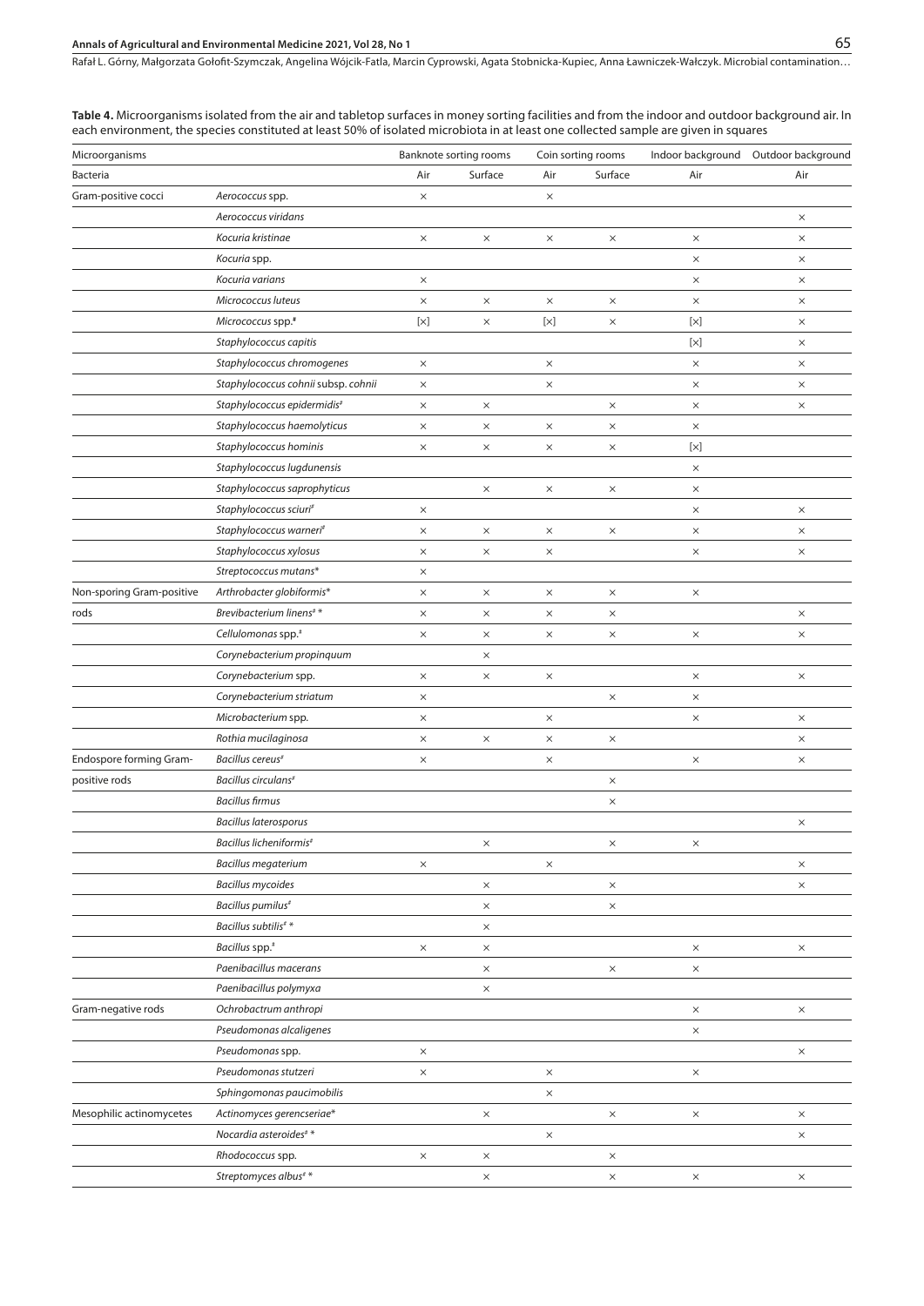**Table 4.** Microorganisms isolated from the air and tabletop surfaces in money sorting facilities and from the indoor and outdoor background air. In each environment, the species constituted at least 50% of isolated microbiota in at least one collected sample are given in squares

| Microorganisms | | Banknote sorting rooms | | Coin sorting rooms | | Indoor background | Outdoor background |
|---|---|---|---|---|---|---|---|
| Bacteria | | Air | Surface | Air | Surface | Air | Air |
| Gram-positive cocci | *Aerococcus* spp. | × | | × | | | |
| | *Aerococcus viridans* | | | | | | × |
| | *Kocuria kristinae* | × | × | × | × | × | × |
| | *Kocuria* spp. | | | | | × | × |
| | *Kocuria varians* | × | | | | × | × |
| | *Micrococcus luteus* | × | × | × | × | × | × |
| | *Micrococcus* spp.[#] | [×] | × | [×] | × | [×] | × |
| | *Staphylococcus capitis* | | | | | [×] | × |
| | *Staphylococcus chromogenes* | × | | × | | × | × |
| | *Staphylococcus cohnii* subsp. *cohnii* | × | | × | | × | × |
| | *Staphylococcus epidermidis*[#] | × | × | | × | × | × |
| | *Staphylococcus haemolyticus* | × | × | × | × | × | |
| | *Staphylococcus hominis* | × | × | × | × | [×] | |
| | *Staphylococcus lugdunensis* | | | | | × | |
| | *Staphylococcus saprophyticus* | | × | × | × | × | |
| | *Staphylococcus sciuri*[#] | × | | | | × | × |
| | *Staphylococcus warneri*[#] | × | × | × | × | × | × |
| | *Staphylococcus xylosus* | × | × | × | | × | × |
| | *Streptococcus mutans** | × | | | | | |
| Non-sporing Gram-positive rods | *Arthrobacter globiformis** | × | × | × | × | × | |
| | *Brevibacterium linens*[#] * | × | × | × | × | | × |
| | *Cellulomonas* spp.[#] | × | × | × | × | × | × |
| | *Corynebacterium propinquum* | | × | | | | |
| | *Corynebacterium* spp. | × | × | × | | × | × |
| | *Corynebacterium striatum* | × | | | × | × | |
| | *Microbacterium* spp. | × | | × | | × | × |
| | *Rothia mucilaginosa* | × | × | × | × | | × |
| Endospore forming Gram-positive rods | *Bacillus cereus*[#] | × | | × | | × | × |
| | *Bacillus circulans*[#] | | | | × | | |
| | *Bacillus firmus* | | | | × | | |
| | *Bacillus laterosporus* | | | | | | × |
| | *Bacillus licheniformis*[#] | | × | | × | × | |
| | *Bacillus megaterium* | × | | × | | | × |
| | *Bacillus mycoides* | | × | | × | | × |
| | *Bacillus pumilus*[#] | | × | | × | | |
| | *Bacillus subtilis*[#] * | | × | | | | |
| | *Bacillus* spp.[#] | × | × | | | × | × |
| | *Paenibacillus macerans* | | × | | × | × | |
| | *Paenibacillus polymyxa* | | × | | | | |
| Gram-negative rods | *Ochrobactrum anthropi* | | | | | × | × |
| | *Pseudomonas alcaligenes* | | | | | × | |
| | *Pseudomonas* spp. | × | | | | | × |
| | *Pseudomonas stutzeri* | × | | × | | × | |
| | *Sphingomonas paucimobilis* | | | × | | | |
| Mesophilic actinomycetes | *Actinomyces gerencseriae** | | × | | × | × | × |
| | *Nocardia asteroides*[#] * | | | × | | | × |
| | *Rhodococcus* spp. | × | × | | × | | |
| | *Streptomyces albus*[#] * | | × | | × | × | × |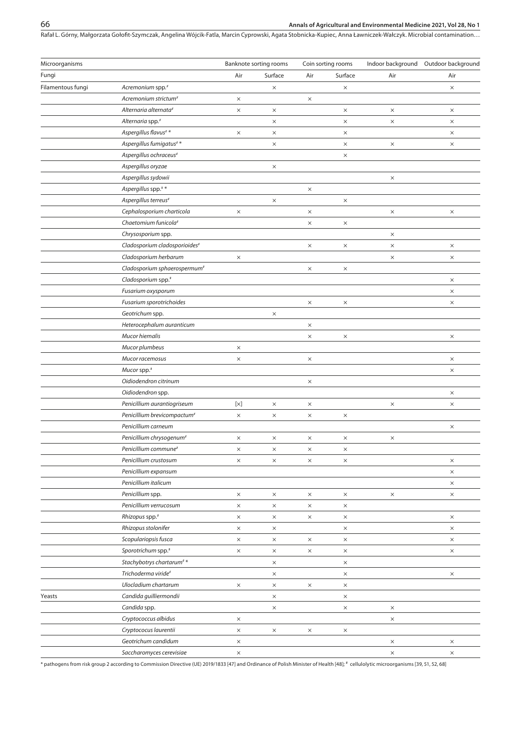| Microorganisms | | Banknote sorting rooms | | Coin sorting rooms | | Indoor background | Outdoor background |
|---|---|---|---|---|---|---|---|
| Fungi | | Air | Surface | Air | Surface | Air | Air |
| Filamentous fungi | *Acremonium* spp.# | | × | | × | | × |
| | *Acremonium strictum*# | × | | × | | | |
| | *Alternaria alternata*# | × | × | | × | × | × |
| | *Alternaria* spp.# | | × | | × | × | × |
| | *Aspergillus flavus*# * | × | × | | × | | × |
| | *Aspergillus fumigatus*# * | | × | | × | × | × |
| | *Aspergillus ochraceus*# | | | | × | | |
| | *Aspergillus oryzae* | | × | | | | |
| | *Aspergillus sydowii* | | | | | × | |
| | *Aspergillus* spp.# * | | | × | | | |
| | *Aspergillus terreus*# | | × | | × | | |
| | *Cephalosporium charticola* | × | | × | | × | × |
| | *Chaetomium funicola*# | | | × | × | | |
| | *Chrysosporium* spp. | | | | | × | |
| | *Cladosporium cladosporioides*# | | | × | × | × | × |
| | *Cladosporium herbarum* | × | | | | × | × |
| | *Cladosporium sphaerospermum*# | | | × | × | | |
| | *Cladosporium* spp.# | | | | | | × |
| | *Fusarium oxysporum* | | | | | | × |
| | *Fusarium sporotrichoides* | | | × | × | | × |
| | *Geotrichum* spp. | | × | | | | |
| | *Heterocephalum auranticum* | | | × | | | |
| | *Mucor hiemalis* | | | × | × | | × |
| | *Mucor plumbeus* | × | | | | | |
| | *Mucor racemosus* | × | | × | | | × |
| | *Mucor* spp.# | | | | | | × |
| | *Oidiodendron citrinum* | | | × | | | |
| | *Oidiodendron* spp. | | | | | | × |
| | *Penicillium aurantiogriseum* | [×] | × | × | | × | × |
| | *Penicillium brevicompactum*# | × | × | × | × | | |
| | *Penicillium carneum* | | | | | | × |
| | *Penicillium chrysogenum*# | × | × | × | × | × | |
| | *Penicillium commune*# | × | × | × | × | | |
| | *Penicillium crustosum* | × | × | × | × | | × |
| | *Penicillium expansum* | | | | | | × |
| | *Penicillium italicum* | | | | | | × |
| | *Penicillium* spp. | × | × | × | × | × | × |
| | *Penicillium verrucosum* | × | × | × | × | | |
| | *Rhizopus* spp.# | × | × | × | × | | × |
| | *Rhizopus stolonifer* | × | × | | × | | × |
| | *Scopulariopsis fusca* | × | × | × | × | | × |
| | *Sporotrichum* spp.# | × | × | × | × | | × |
| | *Stachybotrys chartarum*# * | | × | | × | | |
| | *Trichoderma viride*# | | × | | × | | × |
| | *Ulocladium chartarum* | × | × | × | × | | |
| Yeasts | *Candida guilliermondii* | | × | | × | | |
| | *Candida* spp. | | × | | × | × | |
| | *Cryptococcus albidus* | × | | | | × | |
| | *Cryptococus laurentii* | × | × | × | × | | |
| | *Geotrichum candidum* | × | | | | × | × |
| | *Saccharomyces cerevisiae* | × | | | | × | × |

\* pathogens from risk group 2 according to Commission Directive (UE) 2019/1833 [47] and Ordinance of Polish Minister of Health [48]; # cellulolytic microorganisms [39, 51, 52, 68]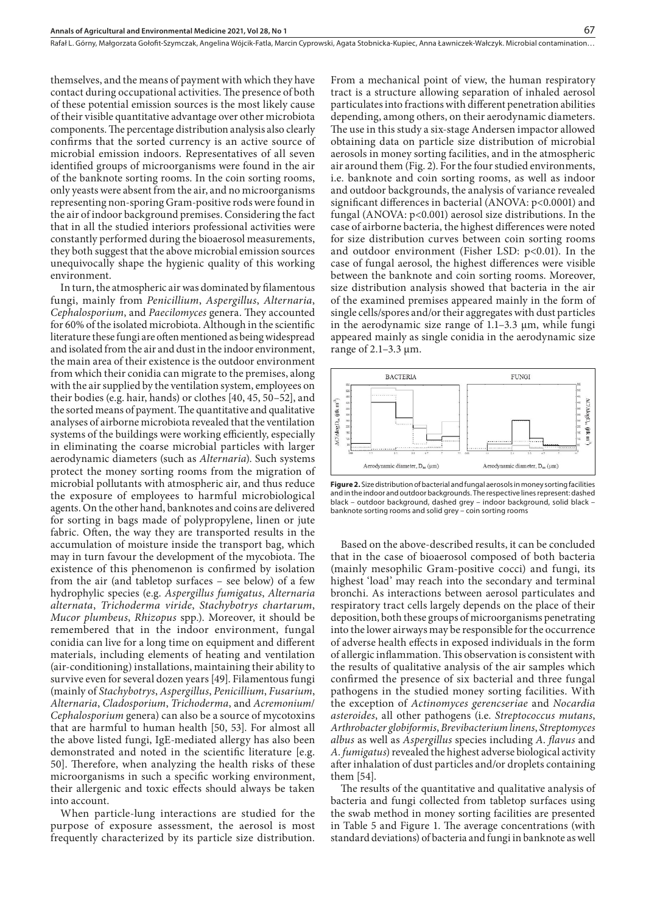themselves, and the means of payment with which they have contact during occupational activities. The presence of both of these potential emission sources is the most likely cause of their visible quantitative advantage over other microbiota components. The percentage distribution analysis also clearly confirms that the sorted currency is an active source of microbial emission indoors. Representatives of all seven identified groups of microorganisms were found in the air of the banknote sorting rooms. In the coin sorting rooms, only yeasts were absent from the air, and no microorganisms representing non-sporing Gram-positive rods were found in the air of indoor background premises. Considering the fact that in all the studied interiors professional activities were constantly performed during the bioaerosol measurements, they both suggest that the above microbial emission sources unequivocally shape the hygienic quality of this working environment.

In turn, the atmospheric air was dominated by filamentous fungi, mainly from *Penicillium*, *Aspergillus*, *Alternaria*, *Cephalosporium*, and *Paecilomyces* genera. They accounted for 60% of the isolated microbiota. Although in the scientific literature these fungi are often mentioned as being widespread and isolated from the air and dust in the indoor environment, the main area of their existence is the outdoor environment from which their conidia can migrate to the premises, along with the air supplied by the ventilation system, employees on their bodies (e.g. hair, hands) or clothes [40, 45, 50–52], and the sorted means of payment. The quantitative and qualitative analyses of airborne microbiota revealed that the ventilation systems of the buildings were working efficiently, especially in eliminating the coarse microbial particles with larger aerodynamic diameters (such as *Alternaria*). Such systems protect the money sorting rooms from the migration of microbial pollutants with atmospheric air, and thus reduce the exposure of employees to harmful microbiological agents. On the other hand, banknotes and coins are delivered for sorting in bags made of polypropylene, linen or jute fabric. Often, the way they are transported results in the accumulation of moisture inside the transport bag, which may in turn favour the development of the mycobiota. The existence of this phenomenon is confirmed by isolation from the air (and tabletop surfaces – see below) of a few hydrophylic species (e.g. *Aspergillus fumigatus*, *Alternaria alternata*, *Trichoderma viride*, *Stachybotrys chartarum*, *Mucor plumbeus*, *Rhizopus* spp.). Moreover, it should be remembered that in the indoor environment, fungal conidia can live for a long time on equipment and different materials, including elements of heating and ventilation (air-conditioning) installations, maintaining their ability to survive even for several dozen years [49]. Filamentous fungi (mainly of *Stachybotrys*, *Aspergillus*, *Penicillium*, *Fusarium*, *Alternaria*, *Cladosporium*, *Trichoderma*, and *Acremonium*/*Cephalosporium* genera) can also be a source of mycotoxins that are harmful to human health [50, 53]. For almost all the above listed fungi, IgE-mediated allergy has also been demonstrated and noted in the scientific literature [e.g. 50]. Therefore, when analyzing the health risks of these microorganisms in such a specific working environment, their allergenic and toxic effects should always be taken into account.

When particle-lung interactions are studied for the purpose of exposure assessment, the aerosol is most frequently characterized by its particle size distribution. From a mechanical point of view, the human respiratory tract is a structure allowing separation of inhaled aerosol particulates into fractions with different penetration abilities depending, among others, on their aerodynamic diameters. The use in this study a six-stage Andersen impactor allowed obtaining data on particle size distribution of microbial aerosols in money sorting facilities, and in the atmospheric air around them (Fig. 2). For the four studied environments, i.e. banknote and coin sorting rooms, as well as indoor and outdoor backgrounds, the analysis of variance revealed significant differences in bacterial (ANOVA: $p<0.0001$) and fungal (ANOVA: $p<0.001$) aerosol size distributions. In the case of airborne bacteria, the highest differences were noted for size distribution curves between coin sorting rooms and outdoor environment (Fisher LSD: $p<0.01$). In the case of fungal aerosol, the highest differences were visible between the banknote and coin sorting rooms. Moreover, size distribution analysis showed that bacteria in the air of the examined premises appeared mainly in the form of single cells/spores and/or their aggregates with dust particles in the aerodynamic size range of 1.1–3.3 µm, while fungi appeared mainly as single conidia in the aerodynamic size range of 2.1–3.3 µm.

**Figure 2.** Size distribution of bacterial and fungal aerosols in money sorting facilities and in the indoor and outdoor backgrounds. The respective lines represent: dashed black – outdoor background, dashed grey – indoor background, solid black – banknote sorting rooms and solid grey – coin sorting rooms

Based on the above-described results, it can be concluded that in the case of bioaerosol composed of both bacteria (mainly mesophilic Gram-positive cocci) and fungi, its highest 'load' may reach into the secondary and terminal bronchi. As interactions between aerosol particulates and respiratory tract cells largely depends on the place of their deposition, both these groups of microorganisms penetrating into the lower airways may be responsible for the occurrence of adverse health effects in exposed individuals in the form of allergic inflammation. This observation is consistent with the results of qualitative analysis of the air samples which confirmed the presence of six bacterial and three fungal pathogens in the studied money sorting facilities. With the exception of *Actinomyces gerencseriae* and *Nocardia asteroides*, all other pathogens (i.e. *Streptococcus mutans*, *Arthrobacter globiformis*, *Brevibacterium linens*, *Streptomyces albus* as well as *Aspergillus* species including *A. flavus* and *A. fumigatus*) revealed the highest adverse biological activity after inhalation of dust particles and/or droplets containing them [54].

The results of the quantitative and qualitative analysis of bacteria and fungi collected from tabletop surfaces using the swab method in money sorting facilities are presented in Table 5 and Figure 1. The average concentrations (with standard deviations) of bacteria and fungi in banknote as well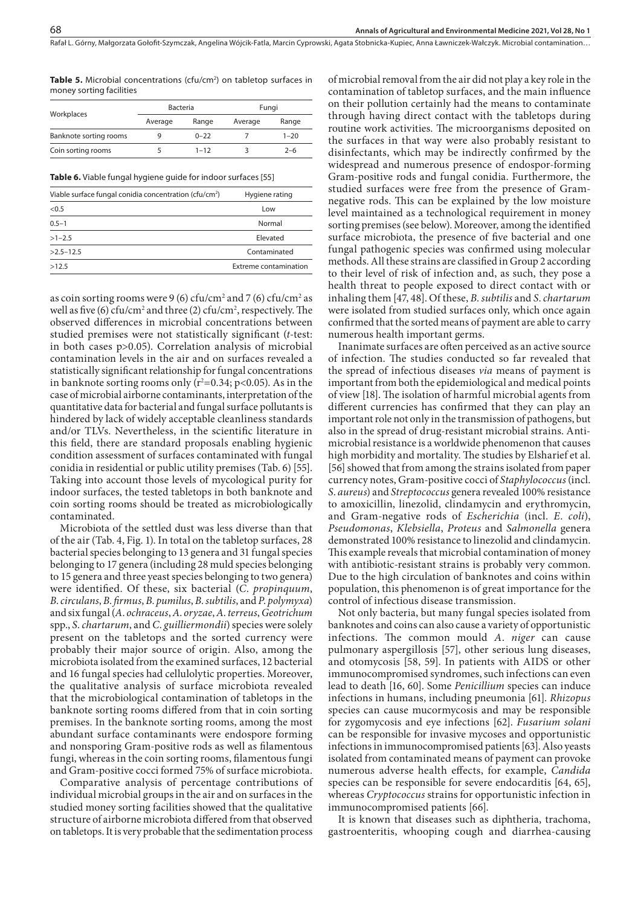**Table 5.** Microbial concentrations (cfu/cm$^2$) on tabletop surfaces in money sorting facilities

| Workplaces | Bacteria | | Fungi | |
|---|---|---|---|---|
| | Average | Range | Average | Range |
| Banknote sorting rooms | 9 | 0–22 | 7 | 1–20 |
| Coin sorting rooms | 5 | 1–12 | 3 | 2–6 |

**Table 6.** Viable fungal hygiene guide for indoor surfaces [55]

| Viable surface fungal conidia concentration (cfu/cm$^2$) | Hygiene rating |
|---|---|
| <0.5 | Low |
| 0.5–1 | Normal |
| >1–2.5 | Elevated |
| >2.5–12.5 | Contaminated |
| >12.5 | Extreme contamination |

as coin sorting rooms were 9 (6) cfu/cm$^2$ and 7 (6) cfu/cm$^2$ as well as five (6) cfu/cm$^2$ and three (2) cfu/cm$^2$, respectively. The observed differences in microbial concentrations between studied premises were not statistically significant (*t*-test: in both cases $p>0.05$). Correlation analysis of microbial contamination levels in the air and on surfaces revealed a statistically significant relationship for fungal concentrations in banknote sorting rooms only ($r^2=0.34$; $p<0.05$). As in the case of microbial airborne contaminants, interpretation of the quantitative data for bacterial and fungal surface pollutants is hindered by lack of widely acceptable cleanliness standards and/or TLVs. Nevertheless, in the scientific literature in this field, there are standard proposals enabling hygienic condition assessment of surfaces contaminated with fungal conidia in residential or public utility premises (Tab. 6) [55]. Taking into account those levels of mycological purity for indoor surfaces, the tested tabletops in both banknote and coin sorting rooms should be treated as microbiologically contaminated.

Microbiota of the settled dust was less diverse than that of the air (Tab. 4, Fig. 1). In total on the tabletop surfaces, 28 bacterial species belonging to 13 genera and 31 fungal species belonging to 17 genera (including 28 muld species belonging to 15 genera and three yeast species belonging to two genera) were identified. Of these, six bacterial (*C. propinquum*, *B. circulans*, *B. firmus*, *B. pumilus*, *B. subtilis*, and *P. polymyxa*) and six fungal (*A. ochraceus*, *A. oryzae*, *A. terreus*, *Geotrichum* spp., *S. chartarum*, and *C. guilliermondii*) species were solely present on the tabletops and the sorted currency were probably their major source of origin. Also, among the microbiota isolated from the examined surfaces, 12 bacterial and 16 fungal species had cellulolytic properties. Moreover, the qualitative analysis of surface microbiota revealed that the microbiological contamination of tabletops in the banknote sorting rooms differed from that in coin sorting premises. In the banknote sorting rooms, among the most abundant surface contaminants were endospore forming and nonsporing Gram-positive rods as well as filamentous fungi, whereas in the coin sorting rooms, filamentous fungi and Gram-positive cocci formed 75% of surface microbiota.

Comparative analysis of percentage contributions of individual microbial groups in the air and on surfaces in the studied money sorting facilities showed that the qualitative structure of airborne microbiota differed from that observed on tabletops. It is very probable that the sedimentation process of microbial removal from the air did not play a key role in the contamination of tabletop surfaces, and the main influence on their pollution certainly had the means to contaminate through having direct contact with the tabletops during routine work activities. The microorganisms deposited on the surfaces in that way were also probably resistant to disinfectants, which may be indirectly confirmed by the widespread and numerous presence of endospor-forming Gram-positive rods and fungal conidia. Furthermore, the studied surfaces were free from the presence of Gram-negative rods. This can be explained by the low moisture level maintained as a technological requirement in money sorting premises (see below). Moreover, among the identified surface microbiota, the presence of five bacterial and one fungal pathogenic species was confirmed using molecular methods. All these strains are classified in Group 2 according to their level of risk of infection and, as such, they pose a health threat to people exposed to direct contact with or inhaling them [47, 48]. Of these, *B. subtilis* and *S. chartarum* were isolated from studied surfaces only, which once again confirmed that the sorted means of payment are able to carry numerous health important germs.

Inanimate surfaces are often perceived as an active source of infection. The studies conducted so far revealed that the spread of infectious diseases *via* means of payment is important from both the epidemiological and medical points of view [18]. The isolation of harmful microbial agents from different currencies has confirmed that they can play an important role not only in the transmission of pathogens, but also in the spread of drug-resistant microbial strains. Antimicrobial resistance is a worldwide phenomenon that causes high morbidity and mortality. The studies by Elsharief et al. [56] showed that from among the strains isolated from paper currency notes, Gram-positive cocci of *Staphylococcus* (incl. *S. aureus*) and *Streptococcus* genera revealed 100% resistance to amoxicillin, linezolid, clindamycin and erythromycin, and Gram-negative rods of *Escherichia* (incl. *E. coli*), *Pseudomonas*, *Klebsiella*, *Proteus* and *Salmonella* genera demonstrated 100% resistance to linezolid and clindamycin. This example reveals that microbial contamination of money with antibiotic-resistant strains is probably very common. Due to the high circulation of banknotes and coins within population, this phenomenon is of great importance for the control of infectious disease transmission.

Not only bacteria, but many fungal species isolated from banknotes and coins can also cause a variety of opportunistic infections. The common mould *A. niger* can cause pulmonary aspergillosis [57], other serious lung diseases, and otomycosis [58, 59]. In patients with AIDS or other immunocompromised syndromes, such infections can even lead to death [16, 60]. Some *Penicillium* species can induce infections in humans, including pneumonia [61]. *Rhizopus* species can cause mucormycosis and may be responsible for zygomycosis and eye infections [62]. *Fusarium solani* can be responsible for invasive mycoses and opportunistic infections in immunocompromised patients [63]. Also yeasts isolated from contaminated means of payment can provoke numerous adverse health effects, for example, *Candida* species can be responsible for severe endocarditis [64, 65], whereas *Cryptococcus* strains for opportunistic infection in immunocompromised patients [66].

It is known that diseases such as diphtheria, trachoma, gastroenteritis, whooping cough and diarrhea-causing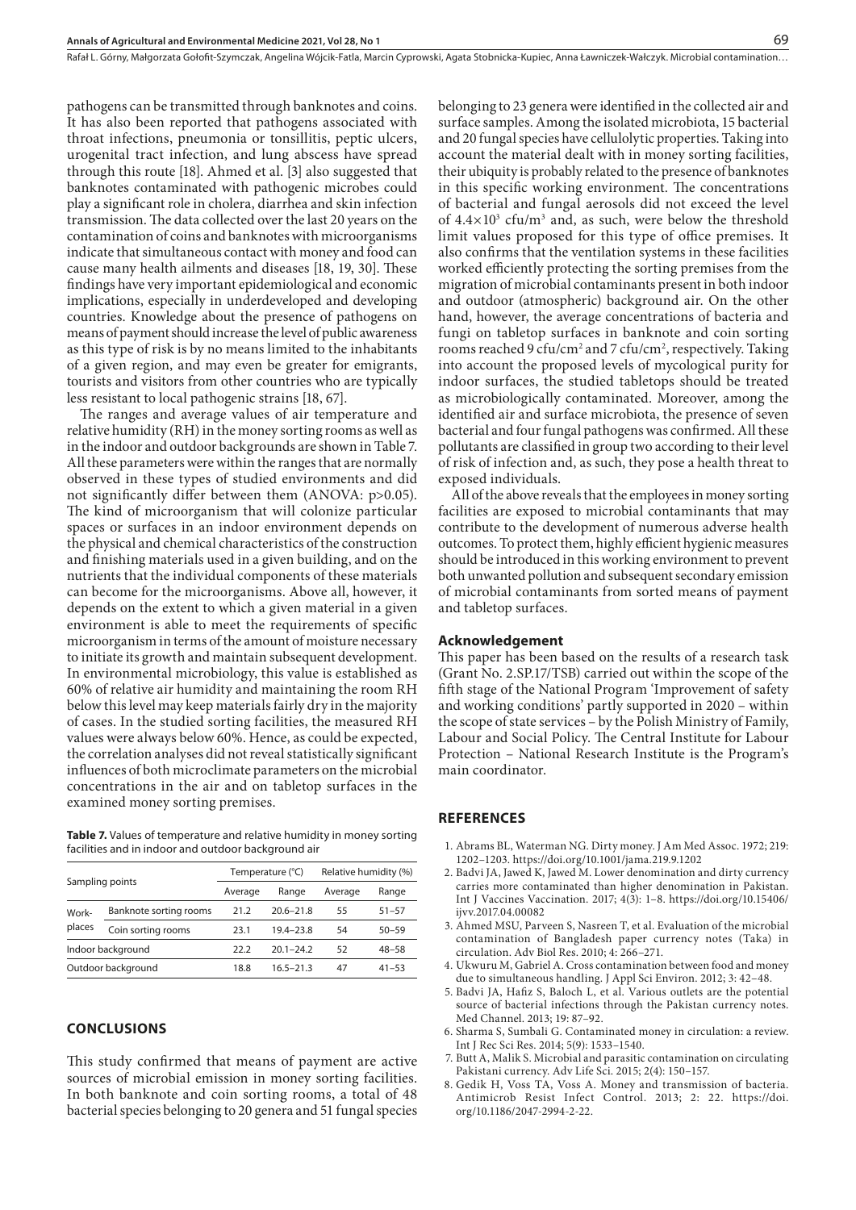pathogens can be transmitted through banknotes and coins. It has also been reported that pathogens associated with throat infections, pneumonia or tonsillitis, peptic ulcers, urogenital tract infection, and lung abscess have spread through this route [18]. Ahmed et al. [3] also suggested that banknotes contaminated with pathogenic microbes could play a significant role in cholera, diarrhea and skin infection transmission. The data collected over the last 20 years on the contamination of coins and banknotes with microorganisms indicate that simultaneous contact with money and food can cause many health ailments and diseases [18, 19, 30]. These findings have very important epidemiological and economic implications, especially in underdeveloped and developing countries. Knowledge about the presence of pathogens on means of payment should increase the level of public awareness as this type of risk is by no means limited to the inhabitants of a given region, and may even be greater for emigrants, tourists and visitors from other countries who are typically less resistant to local pathogenic strains [18, 67].

The ranges and average values of air temperature and relative humidity (RH) in the money sorting rooms as well as in the indoor and outdoor backgrounds are shown in Table 7. All these parameters were within the ranges that are normally observed in these types of studied environments and did not significantly differ between them (ANOVA: $p>0.05$). The kind of microorganism that will colonize particular spaces or surfaces in an indoor environment depends on the physical and chemical characteristics of the construction and finishing materials used in a given building, and on the nutrients that the individual components of these materials can become for the microorganisms. Above all, however, it depends on the extent to which a given material in a given environment is able to meet the requirements of specific microorganism in terms of the amount of moisture necessary to initiate its growth and maintain subsequent development. In environmental microbiology, this value is established as 60% of relative air humidity and maintaining the room RH below this level may keep materials fairly dry in the majority of cases. In the studied sorting facilities, the measured RH values were always below 60%. Hence, as could be expected, the correlation analyses did not reveal statistically significant influences of both microclimate parameters on the microbial concentrations in the air and on tabletop surfaces in the examined money sorting premises.

**Table 7.** Values of temperature and relative humidity in money sorting facilities and in indoor and outdoor background air

| Sampling points | | Temperature (°C) | | Relative humidity (%) | |
|---|---|---|---|---|---|
| | | Average | Range | Average | Range |
| Work-places | Banknote sorting rooms | 21.2 | 20.6–21.8 | 55 | 51–57 |
| | Coin sorting rooms | 23.1 | 19.4–23.8 | 54 | 50–59 |
| Indoor background | | 22.2 | 20.1–24.2 | 52 | 48–58 |
| Outdoor background | | 18.8 | 16.5–21.3 | 47 | 41–53 |

## CONCLUSIONS

This study confirmed that means of payment are active sources of microbial emission in money sorting facilities. In both banknote and coin sorting rooms, a total of 48 bacterial species belonging to 20 genera and 51 fungal species belonging to 23 genera were identified in the collected air and surface samples. Among the isolated microbiota, 15 bacterial and 20 fungal species have cellulolytic properties. Taking into account the material dealt with in money sorting facilities, their ubiquity is probably related to the presence of banknotes in this specific working environment. The concentrations of bacterial and fungal aerosols did not exceed the level of $4.4\times10^3$ cfu/m$^3$ and, as such, were below the threshold limit values proposed for this type of office premises. It also confirms that the ventilation systems in these facilities worked efficiently protecting the sorting premises from the migration of microbial contaminants present in both indoor and outdoor (atmospheric) background air. On the other hand, however, the average concentrations of bacteria and fungi on tabletop surfaces in banknote and coin sorting rooms reached 9 cfu/cm$^2$ and 7 cfu/cm$^2$, respectively. Taking into account the proposed levels of mycological purity for indoor surfaces, the studied tabletops should be treated as microbiologically contaminated. Moreover, among the identified air and surface microbiota, the presence of seven bacterial and four fungal pathogens was confirmed. All these pollutants are classified in group two according to their level of risk of infection and, as such, they pose a health threat to exposed individuals.

All of the above reveals that the employees in money sorting facilities are exposed to microbial contaminants that may contribute to the development of numerous adverse health outcomes. To protect them, highly efficient hygienic measures should be introduced in this working environment to prevent both unwanted pollution and subsequent secondary emission of microbial contaminants from sorted means of payment and tabletop surfaces.

### Acknowledgement

This paper has been based on the results of a research task (Grant No. 2.SP.17/TSB) carried out within the scope of the fifth stage of the National Program 'Improvement of safety and working conditions' partly supported in 2020 – within the scope of state services – by the Polish Ministry of Family, Labour and Social Policy. The Central Institute for Labour Protection – National Research Institute is the Program's main coordinator.

## REFERENCES

1. Abrams BL, Waterman NG. Dirty money. J Am Med Assoc. 1972; 219: 1202–1203. https://doi.org/10.1001/jama.219.9.1202
2. Badvi JA, Jawed K, Jawed M. Lower denomination and dirty currency carries more contaminated than higher denomination in Pakistan. Int J Vaccines Vaccination. 2017; 4(3): 1–8. https://doi.org/10.15406/ijvv.2017.04.00082
3. Ahmed MSU, Parveen S, Nasreen T, et al. Evaluation of the microbial contamination of Bangladesh paper currency notes (Taka) in circulation. Adv Biol Res. 2010; 4: 266–271.
4. Ukwuru M, Gabriel A. Cross contamination between food and money due to simultaneous handling. J Appl Sci Environ. 2012; 3: 42–48.
5. Badvi JA, Hafiz S, Baloch L, et al. Various outlets are the potential source of bacterial infections through the Pakistan currency notes. Med Channel. 2013; 19: 87–92.
6. Sharma S, Sumbali G. Contaminated money in circulation: a review. Int J Rec Sci Res. 2014; 5(9): 1533–1540.
7. Butt A, Malik S. Microbial and parasitic contamination on circulating Pakistani currency. Adv Life Sci. 2015; 2(4): 150–157.
8. Gedik H, Voss TA, Voss A. Money and transmission of bacteria. Antimicrob Resist Infect Control. 2013; 2: 22. https://doi.org/10.1186/2047-2994-2-22.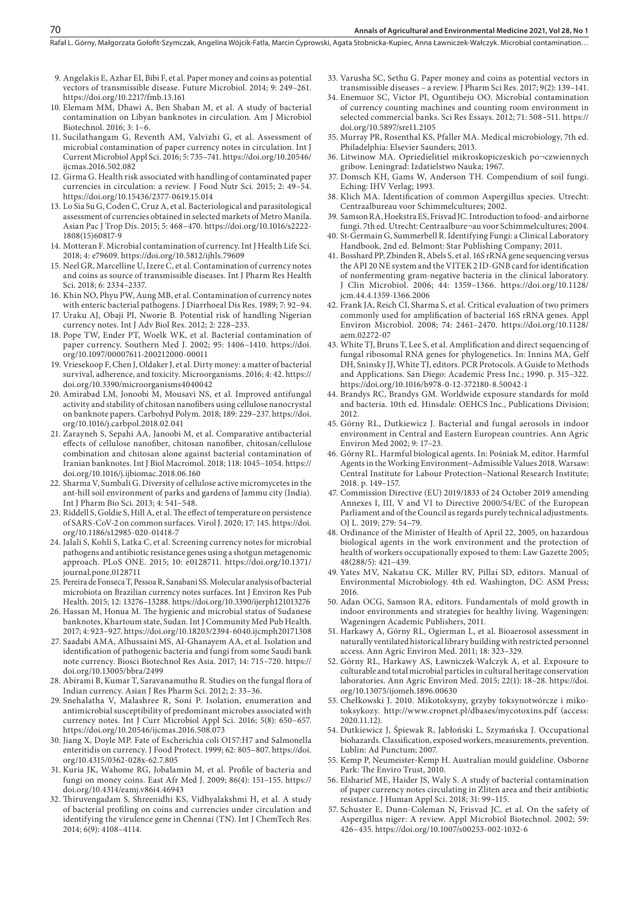9. Angelakis E, Azhar EI, Bibi F, et al. Paper money and coins as potential vectors of transmissible disease. Future Microbiol. 2014; 9: 249–261. https://doi.org/10.2217/fmb.13.161
10. Elemam MM, Dhawi A, Ben Shaban M, et al. A study of bacterial contamination on Libyan banknotes in circulation. Am J Microbiol Biotechnol. 2016; 3: 1–6.
11. Sucilathangam G, Reventh AM, Valvizhi G, et al. Assessment of microbial contamination of paper currency notes in circulation. Int J Current Microbiol Appl Sci. 2016; 5: 735–741. https://doi.org/10.20546/ijcmas.2016.502.082
12. Girma G. Health risk associated with handling of contaminated paper currencies in circulation: a review. J Food Nutr Sci. 2015; 2: 49–54. https://doi.org/10.15436/2377-0619.15.014
13. Lo Sia Su G, Coden C, Cruz A, et al. Bacteriological and parasitological assessment of currencies obtained in selected markets of Metro Manila. Asian Pac J Trop Dis. 2015; 5: 468–470. https://doi.org/10.1016/s2222-1808(15)60817-9
14. Motteran F. Microbial contamination of currency. Int J Health Life Sci. 2018; 4: e79609. https://doi.org/10.5812/ijhls.79609
15. Neel GR, Marcelline U, Izere C, et al. Contamination of currency notes and coins as source of transmissible diseases. Int J Pharm Res Health Sci. 2018; 6: 2334–2337.
16. Khin NO, Phyu PW, Aung MB, et al. Contamination of currency notes with enteric bacterial pathogens. J Diarrhoeal Dis Res. 1989; 7: 92–94.
17. Uraku AJ, Obaji PI, Nworie B. Potential risk of handling Nigerian currency notes. Int J Adv Biol Res. 2012; 2: 228–233.
18. Pope TW, Ender PT, Woelk WK, et al. Bacterial contamination of paper currency. Southern Med J. 2002; 95: 1406–1410. https://doi.org/10.1097/00007611-200212000-00011
19. Vriesekoop F, Chen J, Oldaker J, et al. Dirty money: a matter of bacterial survival, adherence, and toxicity. Microorganisms. 2016; 4: 42. https://doi.org/10.3390/microorganisms4040042
20. Amirabad LM, Jonoobi M, Mousavi NS, et al. Improved antifungal activity and stability of chitosan nanofibers using cellulose nanocrystal on banknote papers. Carbohyd Polym. 2018; 189: 229–237. https://doi.org/10.1016/j.carbpol.2018.02.041
21. Zarayneh S, Sepahi AA, Janoobi M, et al. Comparative antibacterial effects of cellulose nanofiber, chitosan nanofiber, chitosan/cellulose combination and chitosan alone against bacterial contamination of Iranian banknotes. Int J Biol Macromol. 2018; 118: 1045–1054. https://doi.org/10.1016/j.ijbiomac.2018.06.160
22. Sharma V, Sumbali G. Diversity of cellulose active micromycetes in the ant-hill soil environment of parks and gardens of Jammu city (India). Int J Pharm Bio Sci. 2013; 4: 541–548.
23. Riddell S, Goldie S, Hill A, et al. The effect of temperature on persistence of SARS-CoV-2 on common surfaces. Virol J. 2020; 17: 145. https://doi.org/10.1186/s12985-020-01418-7
24. Jalali S, Kohli S, Latka C, et al. Screening currency notes for microbial pathogens and antibiotic resistance genes using a shotgun metagenomic approach. PLoS ONE. 2015; 10: e0128711. https://doi.org/10.1371/journal.pone.0128711
25. Pereira de Fonseca T, Pessoa R, Sanabani SS. Molecular analysis of bacterial microbiota on Brazilian currency notes surfaces. Int J Environ Res Pub Health. 2015; 12: 13276–13288. https://doi.org/10.3390/ijerph121013276
26. Hassan M, Honua M. The hygienic and microbial status of Sudanese banknotes, Khartoum state, Sudan. Int J Community Med Pub Health. 2017; 4: 923–927. https://doi.org/10.18203/2394-6040.ijcmph20171308
27. Saadabi AMA, Alhussaini MS, Al-Ghanayem AA, et al. Isolation and identification of pathogenic bacteria and fungi from some Saudi bank note currency. Biosci Biotechnol Res Asia. 2017; 14: 715–720. https://doi.org/10.13005/bbra/2499
28. Abirami B, Kumar T, Saravanamuthu R. Studies on the fungal flora of Indian currency. Asian J Res Pharm Sci. 2012; 2: 33–36.
29. Snehalatha V, Malashree R, Soni P. Isolation, enumeration and antimicrobial susceptibility of predominant microbes associated with currency notes. Int J Curr Microbiol Appl Sci. 2016; 5(8): 650–657. https://doi.org/10.20546/ijcmas.2016.508.073
30. Jiang X, Doyle MP. Fate of Escherichia coli O157:H7 and Salmonella enteritidis on currency. J Food Protect. 1999; 62: 805–807. https://doi.org/10.4315/0362-028x-62.7.805
31. Kuria JK, Wahome RG, Jobalamin M, et al. Profile of bacteria and fungi on money coins. East Afr Med J. 2009; 86(4): 151–155. https://doi.org/10.4314/eamj.v86i4.46943
32. Thiruvengadam S, Shreenidhi KS, Vidhyalakshmi H, et al. A study of bacterial profiling on coins and currencies under circulation and identifying the virulence gene in Chennai (TN). Int J ChemTech Res. 2014; 6(9): 4108–4114.
33. Varusha SC, Sethu G. Paper money and coins as potential vectors in transmissible diseases – a review. J Pharm Sci Res. 2017; 9(2): 139–141.
34. Enemuor SC, Victor PI, Oguntibeju OO. Microbial contamination of currency counting machines and counting room environment in selected commercial banks. Sci Res Essays. 2012; 71: 508–511. https://doi.org/10.5897/sre11.2105
35. Murray PR, Rosenthal KS, Pfaller MA. Medical microbiology, 7th ed. Philadelphia: Elsevier Saunders; 2013.
36. Litwinow MA. Opriedielitiel mikroskopiczeskich po¬czwiennych gribow. Leningrad: Izdatielstwo Nauka; 1967.
37. Domsch KH, Gams W, Anderson TH. Compendium of soil fungi. Eching: IHV Verlag; 1993.
38. Klich MA. Identification of common Aspergillus species. Utrecht: Centraalbureau voor Schimmelcultures; 2002.
39. Samson RA, Hoekstra ES, Frisvad JC. Introduction to food- and airborne fungi. 7th ed. Utrecht: Centraalbure¬au voor Schimmelcultures; 2004.
40. St-Germain G, Summerbell R. Identifying Fungi: a Clinical Laboratory Handbook, 2nd ed. Belmont: Star Publishing Company; 2011.
41. Bosshard PP, Zbinden R, Abels S, et al. 16S rRNA gene sequencing versus the API 20 NE system and the VITEK 2 ID-GNB card for identification of nonfermenting gram-negative bacteria in the clinical laboratory. J Clin Microbiol. 2006; 44: 1359–1366. https://doi.org/10.1128/jcm.44.4.1359-1366.2006
42. Frank JA, Reich CI, Sharma S, et al. Critical evaluation of two primers commonly used for amplification of bacterial 16S rRNA genes. Appl Environ Microbiol. 2008; 74: 2461–2470. https://doi.org/10.1128/aem.02272-07
43. White TJ, Bruns T, Lee S, et al. Amplification and direct sequencing of fungal ribosomal RNA genes for phylogenetics. In: Innins MA, Gelf DH, Sninsky JJ, White TJ, editors. PCR Protocols. A Guide to Methods and Applications. San Diego: Academic Press Inc.; 1990. p. 315–322. https://doi.org/10.1016/b978-0-12-372180-8.50042-1
44. Brandys RC, Brandys GM. Worldwide exposure standards for mold and bacteria. 10th ed. Hinsdale: OEHCS Inc., Publications Division; 2012.
45. Górny RL, Dutkiewicz J. Bacterial and fungal aerosols in indoor environment in Central and Eastern European countries. Ann Agric Environ Med 2002; 9: 17–23.
46. Górny RL. Harmful biological agents. In: Pośniak M, editor. Harmful Agents in the Working Environment–Admissible Values 2018. Warsaw: Central Institute for Labour Protection–National Research Institute; 2018. p. 149–157.
47. Commission Directive (EU) 2019/1833 of 24 October 2019 amending Annexes I, III, V and VI to Directive 2000/54/EC of the European Parliament and of the Council as regards purely technical adjustments. OJ L. 2019; 279: 54–79.
48. Ordinance of the Minister of Health of April 22, 2005, on hazardous biological agents in the work environment and the protection of health of workers occupationally exposed to them: Law Gazette 2005; 48(288/5): 421–439.
49. Yates MV, Nakatsu CK, Miller RV, Pillai SD, editors. Manual of Environmental Microbiology. 4th ed. Washington, DC: ASM Press; 2016.
50. Adan OCG, Samson RA, editors. Fundamentals of mold growth in indoor environments and strategies for healthy living. Wageningen: Wageningen Academic Publishers, 2011.
51. Harkawy A, Górny RL, Ogierman L, et al. Bioaerosol assessment in naturally ventilated historical library building with restricted personnel access. Ann Agric Environ Med. 2011; 18: 323–329.
52. Górny RL, Harkawy AS, Ławniczek-Wałczyk A, et al. Exposure to culturable and total microbial particles in cultural heritage conservation laboratories. Ann Agric Environ Med. 2015; 22(1): 18–28. https://doi.org/10.13075/ijomeh.1896.00630
53. Chełkowski J. 2010. Mikotoksyny, grzyby toksynotwórcze i mikotoksykozy. http://www.cropnet.pl/dbases/mycotoxins.pdf (access: 2020.11.12).
54. Dutkiewicz J, Śpiewak R, Jabłoński L, Szymańska J. Occupational biohazards. Classification, exposed workers, measurements, prevention. Lublin: Ad Punctum; 2007.
55. Kemp P, Neumeister-Kemp H. Australian mould guideline. Osborne Park: The Enviro Trust, 2010.
56. Elsharief ME, Haider JS, Waly S. A study of bacterial contamination of paper currency notes circulating in Zliten area and their antibiotic resistance. J Human Appl Sci. 2018; 31: 99–115.
57. Schuster E, Dunn-Coleman N, Frisvad JC, et al. On the safety of Aspergillus niger: A review. Appl Microbiol Biotechnol. 2002; 59: 426–435. https://doi.org/10.1007/s00253-002-1032-6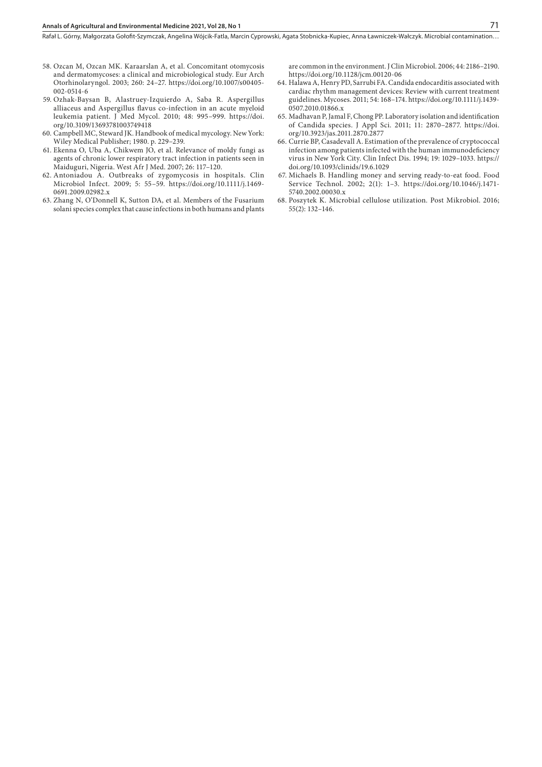58. Ozcan M, Ozcan MK. Karaarslan A, et al. Concomitant otomycosis and dermatomycoses: a clinical and microbiological study. Eur Arch Otorhinolaryngol. 2003; 260: 24–27. https://doi.org/10.1007/s00405-002-0514-6
59. Ozhak-Baysan B, Alastruey-Izquierdo A, Saba R. Aspergillus alliaceus and Aspergillus flavus co-infection in an acute myeloid leukemia patient. J Med Mycol. 2010; 48: 995–999. https://doi.org/10.3109/13693781003749418
60. Campbell MC, Steward JK. Handbook of medical mycology. New York: Wiley Medical Publisher; 1980. p. 229–239.
61. Ekenna O, Uba A, Chikwem JO, et al. Relevance of moldy fungi as agents of chronic lower respiratory tract infection in patients seen in Maiduguri, Nigeria. West Afr J Med. 2007; 26: 117–120.
62. Antoniadou A. Outbreaks of zygomycosis in hospitals. Clin Microbiol Infect. 2009; 5: 55–59. https://doi.org/10.1111/j.1469-0691.2009.02982.x
63. Zhang N, O'Donnell K, Sutton DA, et al. Members of the Fusarium solani species complex that cause infections in both humans and plants are common in the environment. J Clin Microbiol. 2006; 44: 2186–2190. https://doi.org/10.1128/jcm.00120-06
64. Halawa A, Henry PD, Sarrubi FA. Candida endocarditis associated with cardiac rhythm management devices: Review with current treatment guidelines. Mycoses. 2011; 54: 168–174. https://doi.org/10.1111/j.1439-0507.2010.01866.x
65. Madhavan P, Jamal F, Chong PP. Laboratory isolation and identification of Candida species. J Appl Sci. 2011; 11: 2870–2877. https://doi.org/10.3923/jas.2011.2870.2877
66. Currie BP, Casadevall A. Estimation of the prevalence of cryptococcal infection among patients infected with the human immunodeficiency virus in New York City. Clin Infect Dis. 1994; 19: 1029–1033. https://doi.org/10.1093/clinids/19.6.1029
67. Michaels B. Handling money and serving ready-to-eat food. Food Service Technol. 2002; 2(1): 1–3. https://doi.org/10.1046/j.1471-5740.2002.00030.x
68. Poszytek K. Microbial cellulose utilization. Post Mikrobiol. 2016; 55(2): 132–146.